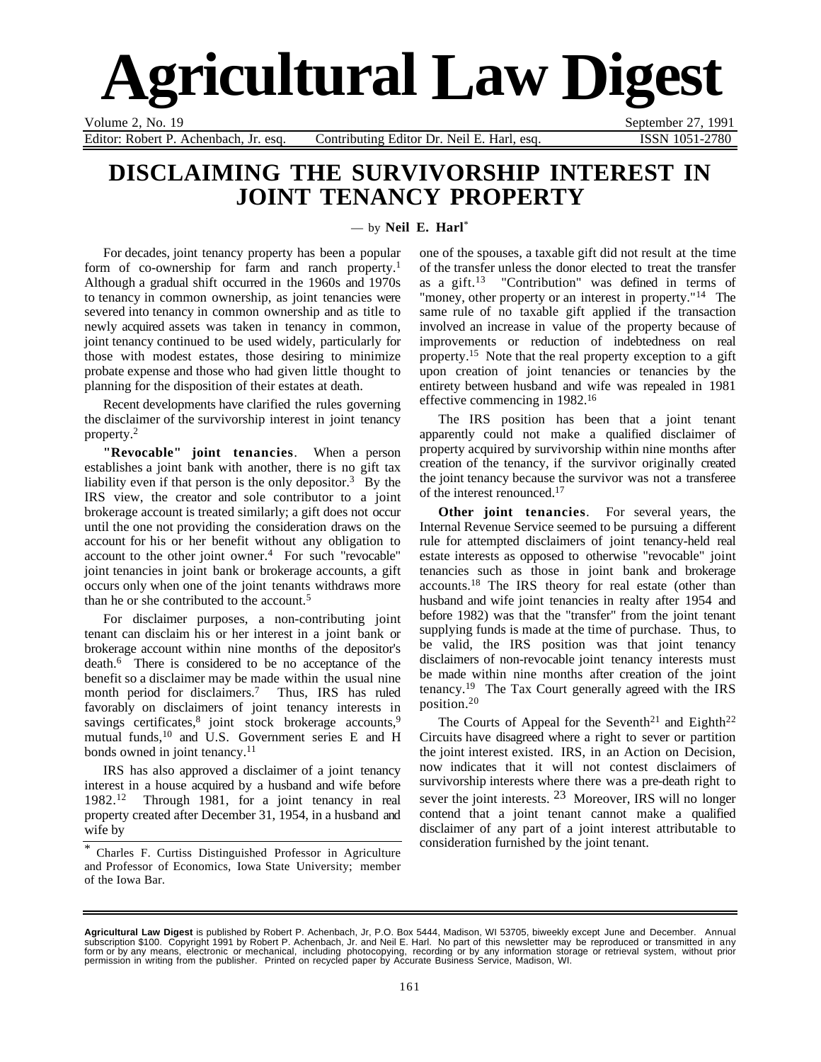# Agricultural Law Digest

Volume 2, No. 19 — September 27, 1991

Editor: Robert P. Achenbach, Jr. esq. — Contributing Editor Dr. Neil E. Harl, esq. — ISSN 1051-2780

## DISCLAIMING THE SURVIVORSHIP INTEREST IN JOINT TENANCY PROPERTY

— by **Neil E. Harl***

For decades, joint tenancy property has been a popular form of co-ownership for farm and ranch property.[1] Although a gradual shift occurred in the 1960s and 1970s to tenancy in common ownership, as joint tenancies were severed into tenancy in common ownership and as title to newly acquired assets was taken in tenancy in common, joint tenancy continued to be used widely, particularly for those with modest estates, those desiring to minimize probate expense and those who had given little thought to planning for the disposition of their estates at death.

Recent developments have clarified the rules governing the disclaimer of the survivorship interest in joint tenancy property.[2]

**"Revocable" joint tenancies**. When a person establishes a joint bank with another, there is no gift tax liability even if that person is the only depositor.[3] By the IRS view, the creator and sole contributor to a joint brokerage account is treated similarly; a gift does not occur until the one not providing the consideration draws on the account for his or her benefit without any obligation to account to the other joint owner.[4] For such "revocable" joint tenancies in joint bank or brokerage accounts, a gift occurs only when one of the joint tenants withdraws more than he or she contributed to the account.[5]

For disclaimer purposes, a non-contributing joint tenant can disclaim his or her interest in a joint bank or brokerage account within nine months of the depositor's death.[6] There is considered to be no acceptance of the benefit so a disclaimer may be made within the usual nine month period for disclaimers.[7] Thus, IRS has ruled favorably on disclaimers of joint tenancy interests in savings certificates,[8] joint stock brokerage accounts,[9] mutual funds,[10] and U.S. Government series E and H bonds owned in joint tenancy.[11]

IRS has also approved a disclaimer of a joint tenancy interest in a house acquired by a husband and wife before 1982.[12] Through 1981, for a joint tenancy in real property created after December 31, 1954, in a husband and wife by one of the spouses, a taxable gift did not result at the time of the transfer unless the donor elected to treat the transfer as a gift.[13] "Contribution" was defined in terms of "money, other property or an interest in property."[14] The same rule of no taxable gift applied if the transaction involved an increase in value of the property because of improvements or reduction of indebtedness on real property.[15] Note that the real property exception to a gift upon creation of joint tenancies or tenancies by the entirety between husband and wife was repealed in 1981 effective commencing in 1982.[16]

The IRS position has been that a joint tenant apparently could not make a qualified disclaimer of property acquired by survivorship within nine months after creation of the tenancy, if the survivor originally created the joint tenancy because the survivor was not a transferee of the interest renounced.[17]

**Other joint tenancies**. For several years, the Internal Revenue Service seemed to be pursuing a different rule for attempted disclaimers of joint tenancy-held real estate interests as opposed to otherwise "revocable" joint tenancies such as those in joint bank and brokerage accounts.[18] The IRS theory for real estate (other than husband and wife joint tenancies in realty after 1954 and before 1982) was that the "transfer" from the joint tenant supplying funds is made at the time of purchase. Thus, to be valid, the IRS position was that joint tenancy disclaimers of non-revocable joint tenancy interests must be made within nine months after creation of the joint tenancy.[19] The Tax Court generally agreed with the IRS position.[20]

The Courts of Appeal for the Seventh[21] and Eighth[22] Circuits have disagreed where a right to sever or partition the joint interest existed. IRS, in an Action on Decision, now indicates that it will not contest disclaimers of survivorship interests where there was a pre-death right to sever the joint interests.[23] Moreover, IRS will no longer contend that a joint tenant cannot make a qualified disclaimer of any part of a joint interest attributable to consideration furnished by the joint tenant.

\* Charles F. Curtiss Distinguished Professor in Agriculture and Professor of Economics, Iowa State University; member of the Iowa Bar.

**Agricultural Law Digest** is published by Robert P. Achenbach, Jr, P.O. Box 5444, Madison, WI 53705, biweekly except June and December. Annual subscription $100. Copyright 1991 by Robert P. Achenbach, Jr. and Neil E. Harl. No part of this newsletter may be reproduced or transmitted in any form or by any means, electronic or mechanical, including photocopying, recording or by any information storage or retrieval system, without prior permission in writing from the publisher. Printed on recycled paper by Accurate Business Service, Madison, WI.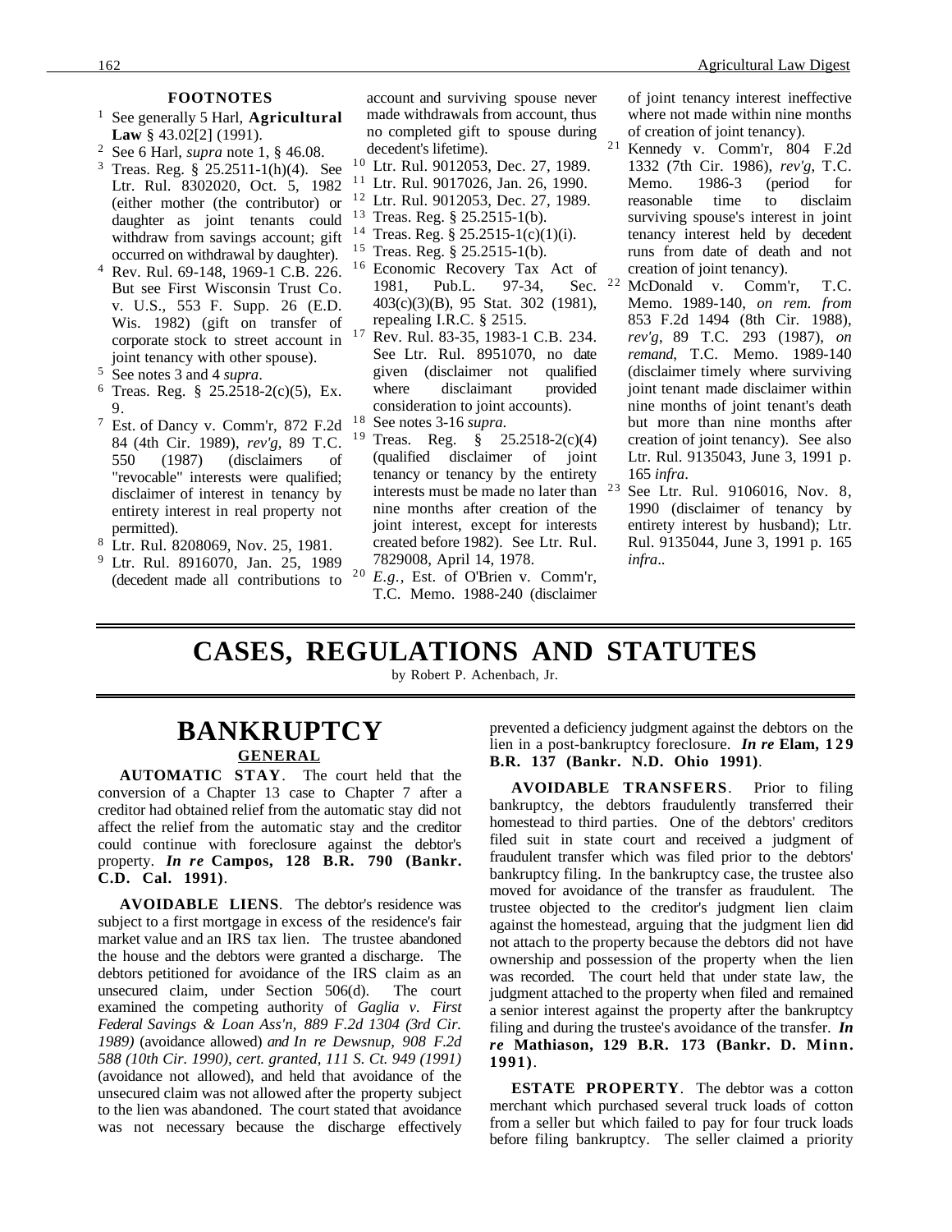## FOOTNOTES

[1] See generally 5 Harl, **Agricultural Law** § 43.02[2] (1991).

[2] See 6 Harl, *supra* note 1, § 46.08.

[3] Treas. Reg. § 25.2511-1(h)(4). See Ltr. Rul. 8302020, Oct. 5, 1982 (either mother (the contributor) or daughter as joint tenants could withdraw from savings account; gift occurred on withdrawal by daughter).

[4] Rev. Rul. 69-148, 1969-1 C.B. 226. But see First Wisconsin Trust Co. v. U.S., 553 F. Supp. 26 (E.D. Wis. 1982) (gift on transfer of corporate stock to street account in joint tenancy with other spouse).

[5] See notes 3 and 4 *supra*.

[6] Treas. Reg. § 25.2518-2(c)(5), Ex. 9.

[7] Est. of Dancy v. Comm'r, 872 F.2d 84 (4th Cir. 1989), *rev'g*, 89 T.C. 550 (1987) (disclaimers of "revocable" interests were qualified; disclaimer of interest in tenancy by entirety interest in real property not permitted).

[8] Ltr. Rul. 8208069, Nov. 25, 1981.

[9] Ltr. Rul. 8916070, Jan. 25, 1989 (decedent made all contributions to account and surviving spouse never made withdrawals from account, thus no completed gift to spouse during decedent's lifetime).

[10] Ltr. Rul. 9012053, Dec. 27, 1989.

[11] Ltr. Rul. 9017026, Jan. 26, 1990.

[12] Ltr. Rul. 9012053, Dec. 27, 1989.

[13] Treas. Reg. § 25.2515-1(b).

[14] Treas. Reg. § 25.2515-1(c)(1)(i).

[15] Treas. Reg. § 25.2515-1(b).

[16] Economic Recovery Tax Act of 1981, Pub.L. 97-34, Sec. 403(c)(3)(B), 95 Stat. 302 (1981), repealing I.R.C. § 2515.

[17] Rev. Rul. 83-35, 1983-1 C.B. 234. See Ltr. Rul. 8951070, no date given (disclaimer not qualified where disclaimant provided consideration to joint accounts).

[18] See notes 3-16 *supra*.

[19] Treas. Reg. § 25.2518-2(c)(4) (qualified disclaimer of joint tenancy or tenancy by the entirety interests must be made no later than nine months after creation of the joint interest, except for interests created before 1982). See Ltr. Rul. 7829008, April 14, 1978.

[20] *E.g.*, Est. of O'Brien v. Comm'r, T.C. Memo. 1988-240 (disclaimer of joint tenancy interest ineffective where not made within nine months of creation of joint tenancy).

[21] Kennedy v. Comm'r, 804 F.2d 1332 (7th Cir. 1986), *rev'g*, T.C. Memo. 1986-3 (period for reasonable time to disclaim surviving spouse's interest in joint tenancy interest held by decedent runs from date of death and not creation of joint tenancy).

[22] McDonald v. Comm'r, T.C. Memo. 1989-140, *on rem. from* 853 F.2d 1494 (8th Cir. 1988), *rev'g*, 89 T.C. 293 (1987), *on remand*, T.C. Memo. 1989-140 (disclaimer timely where surviving joint tenant made disclaimer within nine months of joint tenant's death but more than nine months after creation of joint tenancy). See also Ltr. Rul. 9135043, June 3, 1991 p. 165 *infra*.

[23] See Ltr. Rul. 9106016, Nov. 8, 1990 (disclaimer of tenancy by entirety interest by husband); Ltr. Rul. 9135044, June 3, 1991 p. 165 *infra*..

# CASES, REGULATIONS AND STATUTES

by Robert P. Achenbach, Jr.

## BANKRUPTCY

### GENERAL

**AUTOMATIC STAY**. The court held that the conversion of a Chapter 13 case to Chapter 7 after a creditor had obtained relief from the automatic stay did not affect the relief from the automatic stay and the creditor could continue with foreclosure against the debtor's property. ***In re* Campos, 128 B.R. 790 (Bankr. C.D. Cal. 1991)**.

**AVOIDABLE LIENS**. The debtor's residence was subject to a first mortgage in excess of the residence's fair market value and an IRS tax lien. The trustee abandoned the house and the debtors were granted a discharge. The debtors petitioned for avoidance of the IRS claim as an unsecured claim, under Section 506(d). The court examined the competing authority of *Gaglia v. First Federal Savings & Loan Ass'n, 889 F.2d 1304 (3rd Cir. 1989)* (avoidance allowed) *and In re Dewsnup, 908 F.2d 588 (10th Cir. 1990), cert. granted, 111 S. Ct. 949 (1991)* (avoidance not allowed), and held that avoidance of the unsecured claim was not allowed after the property subject to the lien was abandoned. The court stated that avoidance was not necessary because the discharge effectively prevented a deficiency judgment against the debtors on the lien in a post-bankruptcy foreclosure. ***In re* Elam, 129 B.R. 137 (Bankr. N.D. Ohio 1991)**.

**AVOIDABLE TRANSFERS**. Prior to filing bankruptcy, the debtors fraudulently transferred their homestead to third parties. One of the debtors' creditors filed suit in state court and received a judgment of fraudulent transfer which was filed prior to the debtors' bankruptcy filing. In the bankruptcy case, the trustee also moved for avoidance of the transfer as fraudulent. The trustee objected to the creditor's judgment lien claim against the homestead, arguing that the judgment lien did not attach to the property because the debtors did not have ownership and possession of the property when the lien was recorded. The court held that under state law, the judgment attached to the property when filed and remained a senior interest against the property after the bankruptcy filing and during the trustee's avoidance of the transfer. ***In re* Mathiason, 129 B.R. 173 (Bankr. D. Minn. 1991)**.

**ESTATE PROPERTY**. The debtor was a cotton merchant which purchased several truck loads of cotton from a seller but which failed to pay for four truck loads before filing bankruptcy. The seller claimed a priority